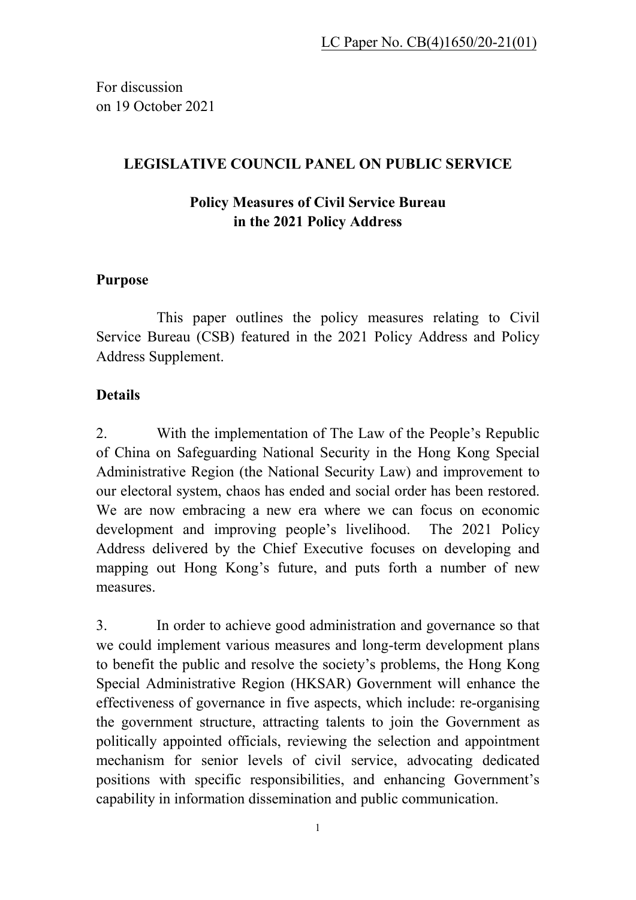LC Paper No. CB(4)1650/20-21(01)

For discussion
on 19 October 2021

## LEGISLATIVE COUNCIL PANEL ON PUBLIC SERVICE

## Policy Measures of Civil Service Bureau in the 2021 Policy Address

### Purpose

This paper outlines the policy measures relating to Civil Service Bureau (CSB) featured in the 2021 Policy Address and Policy Address Supplement.

### Details

2. With the implementation of The Law of the People's Republic of China on Safeguarding National Security in the Hong Kong Special Administrative Region (the National Security Law) and improvement to our electoral system, chaos has ended and social order has been restored. We are now embracing a new era where we can focus on economic development and improving people's livelihood. The 2021 Policy Address delivered by the Chief Executive focuses on developing and mapping out Hong Kong's future, and puts forth a number of new measures.

3. In order to achieve good administration and governance so that we could implement various measures and long-term development plans to benefit the public and resolve the society's problems, the Hong Kong Special Administrative Region (HKSAR) Government will enhance the effectiveness of governance in five aspects, which include: re-organising the government structure, attracting talents to join the Government as politically appointed officials, reviewing the selection and appointment mechanism for senior levels of civil service, advocating dedicated positions with specific responsibilities, and enhancing Government's capability in information dissemination and public communication.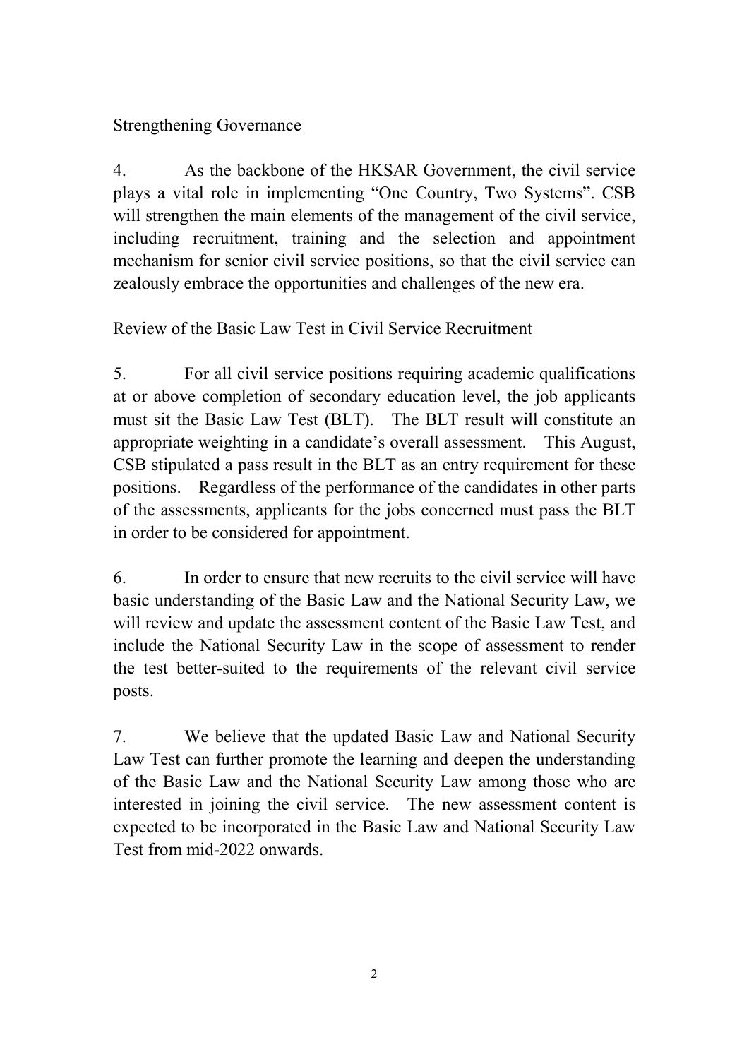Strengthening Governance

4. As the backbone of the HKSAR Government, the civil service plays a vital role in implementing "One Country, Two Systems". CSB will strengthen the main elements of the management of the civil service, including recruitment, training and the selection and appointment mechanism for senior civil service positions, so that the civil service can zealously embrace the opportunities and challenges of the new era.

Review of the Basic Law Test in Civil Service Recruitment

5. For all civil service positions requiring academic qualifications at or above completion of secondary education level, the job applicants must sit the Basic Law Test (BLT). The BLT result will constitute an appropriate weighting in a candidate's overall assessment. This August, CSB stipulated a pass result in the BLT as an entry requirement for these positions. Regardless of the performance of the candidates in other parts of the assessments, applicants for the jobs concerned must pass the BLT in order to be considered for appointment.

6. In order to ensure that new recruits to the civil service will have basic understanding of the Basic Law and the National Security Law, we will review and update the assessment content of the Basic Law Test, and include the National Security Law in the scope of assessment to render the test better-suited to the requirements of the relevant civil service posts.

7. We believe that the updated Basic Law and National Security Law Test can further promote the learning and deepen the understanding of the Basic Law and the National Security Law among those who are interested in joining the civil service. The new assessment content is expected to be incorporated in the Basic Law and National Security Law Test from mid-2022 onwards.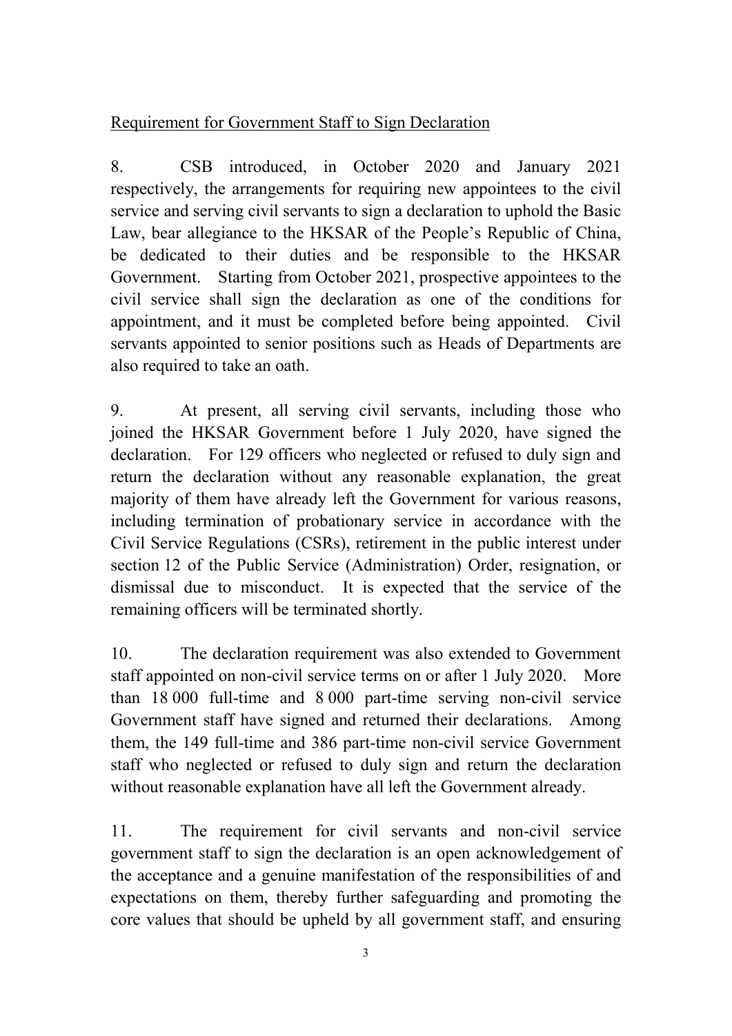Requirement for Government Staff to Sign Declaration

8. CSB introduced, in October 2020 and January 2021 respectively, the arrangements for requiring new appointees to the civil service and serving civil servants to sign a declaration to uphold the Basic Law, bear allegiance to the HKSAR of the People's Republic of China, be dedicated to their duties and be responsible to the HKSAR Government. Starting from October 2021, prospective appointees to the civil service shall sign the declaration as one of the conditions for appointment, and it must be completed before being appointed. Civil servants appointed to senior positions such as Heads of Departments are also required to take an oath.

9. At present, all serving civil servants, including those who joined the HKSAR Government before 1 July 2020, have signed the declaration. For 129 officers who neglected or refused to duly sign and return the declaration without any reasonable explanation, the great majority of them have already left the Government for various reasons, including termination of probationary service in accordance with the Civil Service Regulations (CSRs), retirement in the public interest under section 12 of the Public Service (Administration) Order, resignation, or dismissal due to misconduct. It is expected that the service of the remaining officers will be terminated shortly.

10. The declaration requirement was also extended to Government staff appointed on non-civil service terms on or after 1 July 2020. More than 18 000 full-time and 8 000 part-time serving non-civil service Government staff have signed and returned their declarations. Among them, the 149 full-time and 386 part-time non-civil service Government staff who neglected or refused to duly sign and return the declaration without reasonable explanation have all left the Government already.

11. The requirement for civil servants and non-civil service government staff to sign the declaration is an open acknowledgement of the acceptance and a genuine manifestation of the responsibilities of and expectations on them, thereby further safeguarding and promoting the core values that should be upheld by all government staff, and ensuring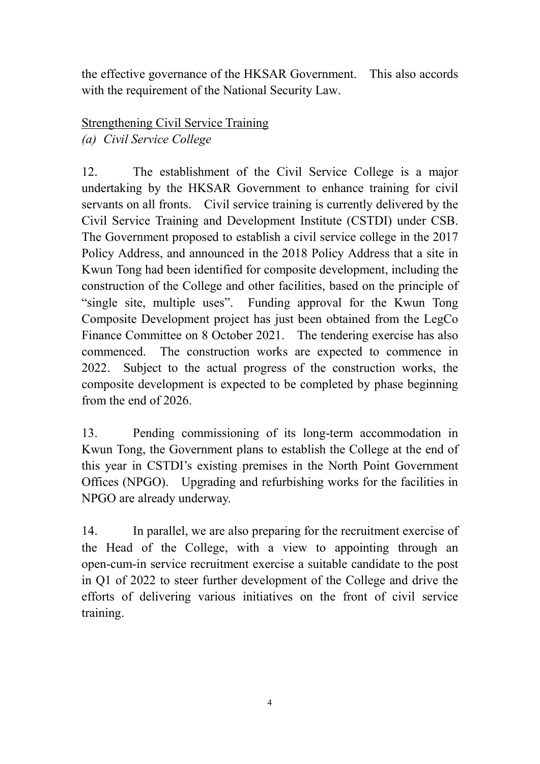the effective governance of the HKSAR Government. This also accords with the requirement of the National Security Law.

Strengthening Civil Service Training

*(a) Civil Service College*

12. The establishment of the Civil Service College is a major undertaking by the HKSAR Government to enhance training for civil servants on all fronts. Civil service training is currently delivered by the Civil Service Training and Development Institute (CSTDI) under CSB. The Government proposed to establish a civil service college in the 2017 Policy Address, and announced in the 2018 Policy Address that a site in Kwun Tong had been identified for composite development, including the construction of the College and other facilities, based on the principle of "single site, multiple uses". Funding approval for the Kwun Tong Composite Development project has just been obtained from the LegCo Finance Committee on 8 October 2021. The tendering exercise has also commenced. The construction works are expected to commence in 2022. Subject to the actual progress of the construction works, the composite development is expected to be completed by phase beginning from the end of 2026.

13. Pending commissioning of its long-term accommodation in Kwun Tong, the Government plans to establish the College at the end of this year in CSTDI's existing premises in the North Point Government Offices (NPGO). Upgrading and refurbishing works for the facilities in NPGO are already underway.

14. In parallel, we are also preparing for the recruitment exercise of the Head of the College, with a view to appointing through an open-cum-in service recruitment exercise a suitable candidate to the post in Q1 of 2022 to steer further development of the College and drive the efforts of delivering various initiatives on the front of civil service training.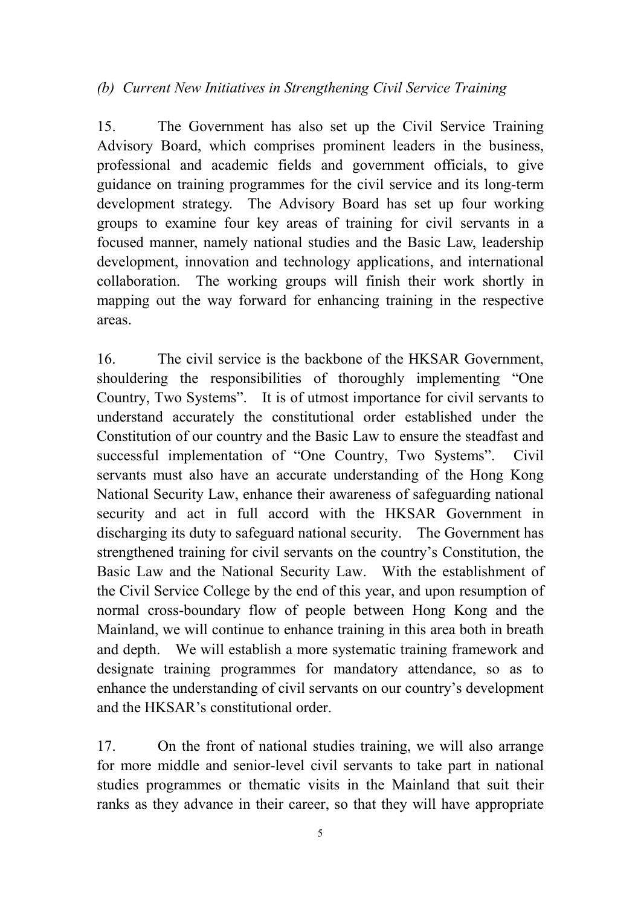*(b) Current New Initiatives in Strengthening Civil Service Training*

15. The Government has also set up the Civil Service Training Advisory Board, which comprises prominent leaders in the business, professional and academic fields and government officials, to give guidance on training programmes for the civil service and its long-term development strategy. The Advisory Board has set up four working groups to examine four key areas of training for civil servants in a focused manner, namely national studies and the Basic Law, leadership development, innovation and technology applications, and international collaboration. The working groups will finish their work shortly in mapping out the way forward for enhancing training in the respective areas.

16. The civil service is the backbone of the HKSAR Government, shouldering the responsibilities of thoroughly implementing "One Country, Two Systems". It is of utmost importance for civil servants to understand accurately the constitutional order established under the Constitution of our country and the Basic Law to ensure the steadfast and successful implementation of "One Country, Two Systems". Civil servants must also have an accurate understanding of the Hong Kong National Security Law, enhance their awareness of safeguarding national security and act in full accord with the HKSAR Government in discharging its duty to safeguard national security. The Government has strengthened training for civil servants on the country's Constitution, the Basic Law and the National Security Law. With the establishment of the Civil Service College by the end of this year, and upon resumption of normal cross-boundary flow of people between Hong Kong and the Mainland, we will continue to enhance training in this area both in breath and depth. We will establish a more systematic training framework and designate training programmes for mandatory attendance, so as to enhance the understanding of civil servants on our country's development and the HKSAR's constitutional order.

17. On the front of national studies training, we will also arrange for more middle and senior-level civil servants to take part in national studies programmes or thematic visits in the Mainland that suit their ranks as they advance in their career, so that they will have appropriate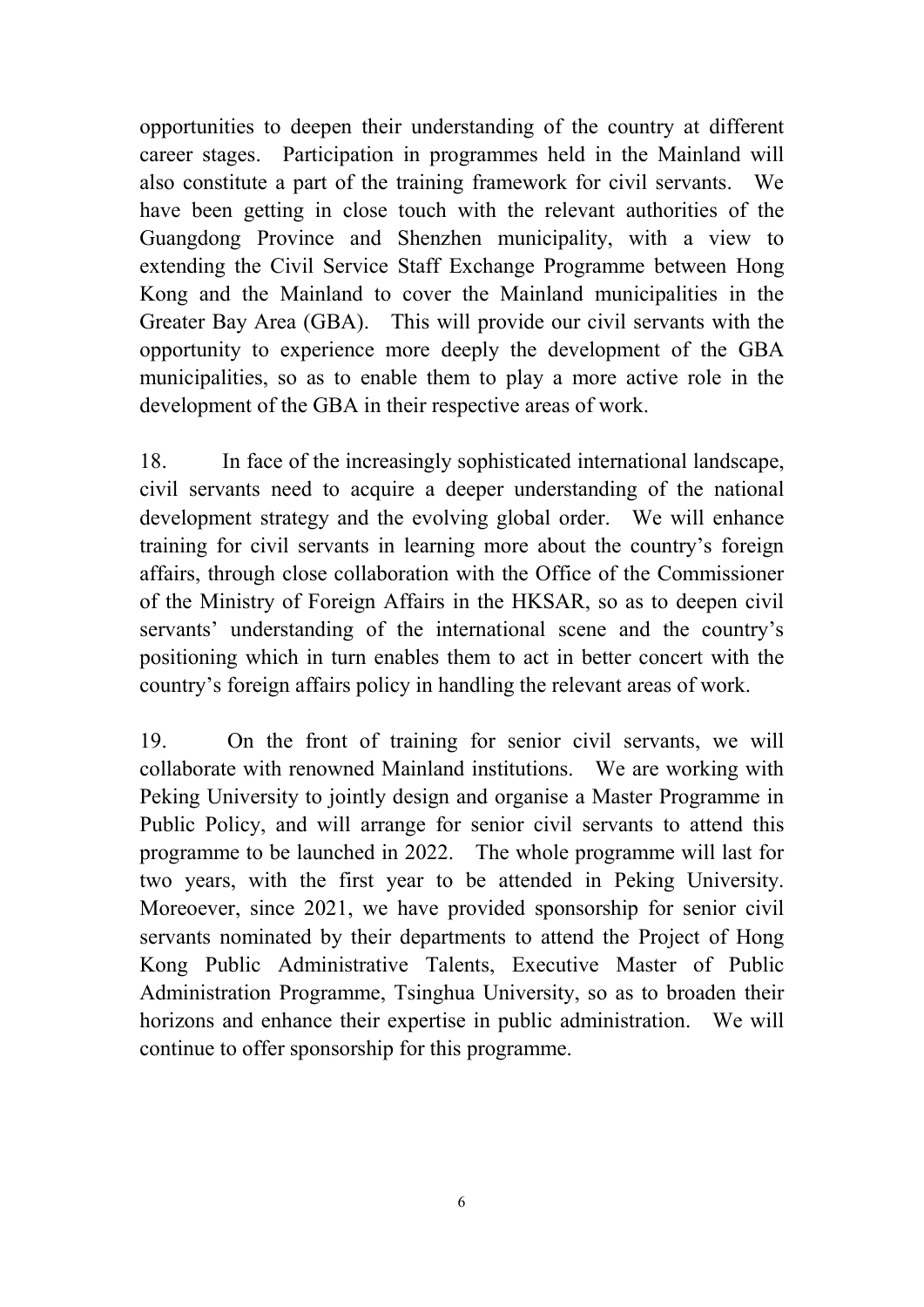opportunities to deepen their understanding of the country at different career stages. Participation in programmes held in the Mainland will also constitute a part of the training framework for civil servants. We have been getting in close touch with the relevant authorities of the Guangdong Province and Shenzhen municipality, with a view to extending the Civil Service Staff Exchange Programme between Hong Kong and the Mainland to cover the Mainland municipalities in the Greater Bay Area (GBA). This will provide our civil servants with the opportunity to experience more deeply the development of the GBA municipalities, so as to enable them to play a more active role in the development of the GBA in their respective areas of work.

18. In face of the increasingly sophisticated international landscape, civil servants need to acquire a deeper understanding of the national development strategy and the evolving global order. We will enhance training for civil servants in learning more about the country's foreign affairs, through close collaboration with the Office of the Commissioner of the Ministry of Foreign Affairs in the HKSAR, so as to deepen civil servants' understanding of the international scene and the country's positioning which in turn enables them to act in better concert with the country's foreign affairs policy in handling the relevant areas of work.

19. On the front of training for senior civil servants, we will collaborate with renowned Mainland institutions. We are working with Peking University to jointly design and organise a Master Programme in Public Policy, and will arrange for senior civil servants to attend this programme to be launched in 2022. The whole programme will last for two years, with the first year to be attended in Peking University. Moreoever, since 2021, we have provided sponsorship for senior civil servants nominated by their departments to attend the Project of Hong Kong Public Administrative Talents, Executive Master of Public Administration Programme, Tsinghua University, so as to broaden their horizons and enhance their expertise in public administration. We will continue to offer sponsorship for this programme.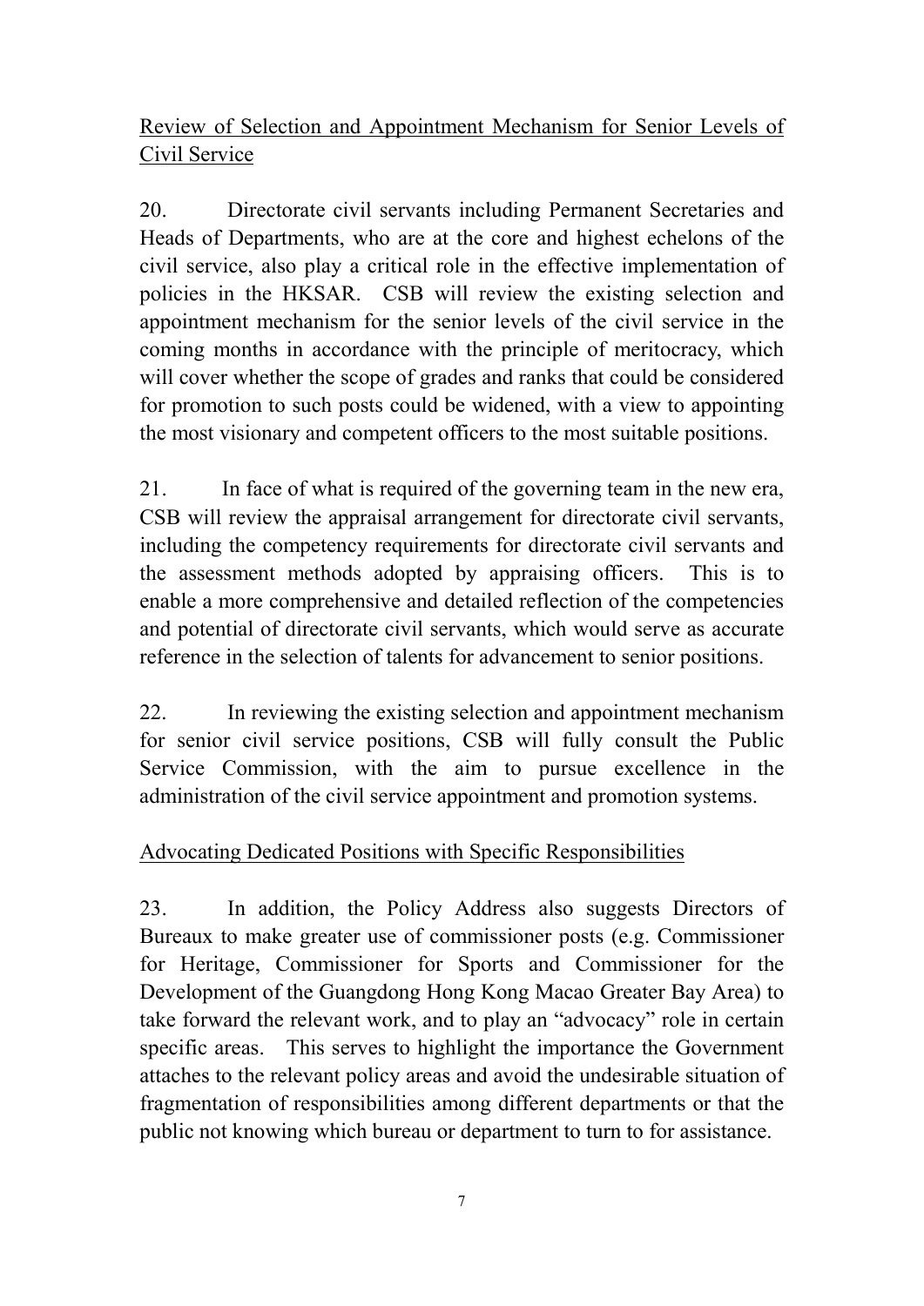<u>Review of Selection and Appointment Mechanism for Senior Levels of Civil Service</u>

20. Directorate civil servants including Permanent Secretaries and Heads of Departments, who are at the core and highest echelons of the civil service, also play a critical role in the effective implementation of policies in the HKSAR. CSB will review the existing selection and appointment mechanism for the senior levels of the civil service in the coming months in accordance with the principle of meritocracy, which will cover whether the scope of grades and ranks that could be considered for promotion to such posts could be widened, with a view to appointing the most visionary and competent officers to the most suitable positions.

21. In face of what is required of the governing team in the new era, CSB will review the appraisal arrangement for directorate civil servants, including the competency requirements for directorate civil servants and the assessment methods adopted by appraising officers. This is to enable a more comprehensive and detailed reflection of the competencies and potential of directorate civil servants, which would serve as accurate reference in the selection of talents for advancement to senior positions.

22. In reviewing the existing selection and appointment mechanism for senior civil service positions, CSB will fully consult the Public Service Commission, with the aim to pursue excellence in the administration of the civil service appointment and promotion systems.

<u>Advocating Dedicated Positions with Specific Responsibilities</u>

23. In addition, the Policy Address also suggests Directors of Bureaux to make greater use of commissioner posts (e.g. Commissioner for Heritage, Commissioner for Sports and Commissioner for the Development of the Guangdong Hong Kong Macao Greater Bay Area) to take forward the relevant work, and to play an "advocacy" role in certain specific areas. This serves to highlight the importance the Government attaches to the relevant policy areas and avoid the undesirable situation of fragmentation of responsibilities among different departments or that the public not knowing which bureau or department to turn to for assistance.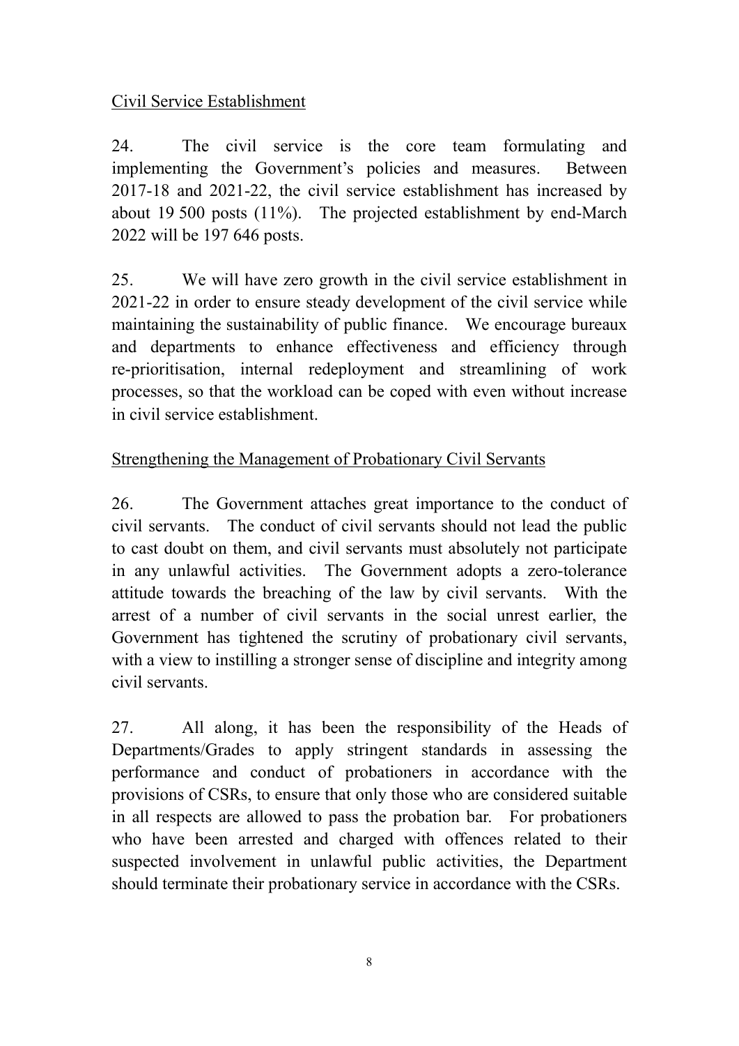Civil Service Establishment

24. The civil service is the core team formulating and implementing the Government's policies and measures. Between 2017-18 and 2021-22, the civil service establishment has increased by about 19 500 posts (11%). The projected establishment by end-March 2022 will be 197 646 posts.

25. We will have zero growth in the civil service establishment in 2021-22 in order to ensure steady development of the civil service while maintaining the sustainability of public finance. We encourage bureaux and departments to enhance effectiveness and efficiency through re-prioritisation, internal redeployment and streamlining of work processes, so that the workload can be coped with even without increase in civil service establishment.

Strengthening the Management of Probationary Civil Servants

26. The Government attaches great importance to the conduct of civil servants. The conduct of civil servants should not lead the public to cast doubt on them, and civil servants must absolutely not participate in any unlawful activities. The Government adopts a zero-tolerance attitude towards the breaching of the law by civil servants. With the arrest of a number of civil servants in the social unrest earlier, the Government has tightened the scrutiny of probationary civil servants, with a view to instilling a stronger sense of discipline and integrity among civil servants.

27. All along, it has been the responsibility of the Heads of Departments/Grades to apply stringent standards in assessing the performance and conduct of probationers in accordance with the provisions of CSRs, to ensure that only those who are considered suitable in all respects are allowed to pass the probation bar. For probationers who have been arrested and charged with offences related to their suspected involvement in unlawful public activities, the Department should terminate their probationary service in accordance with the CSRs.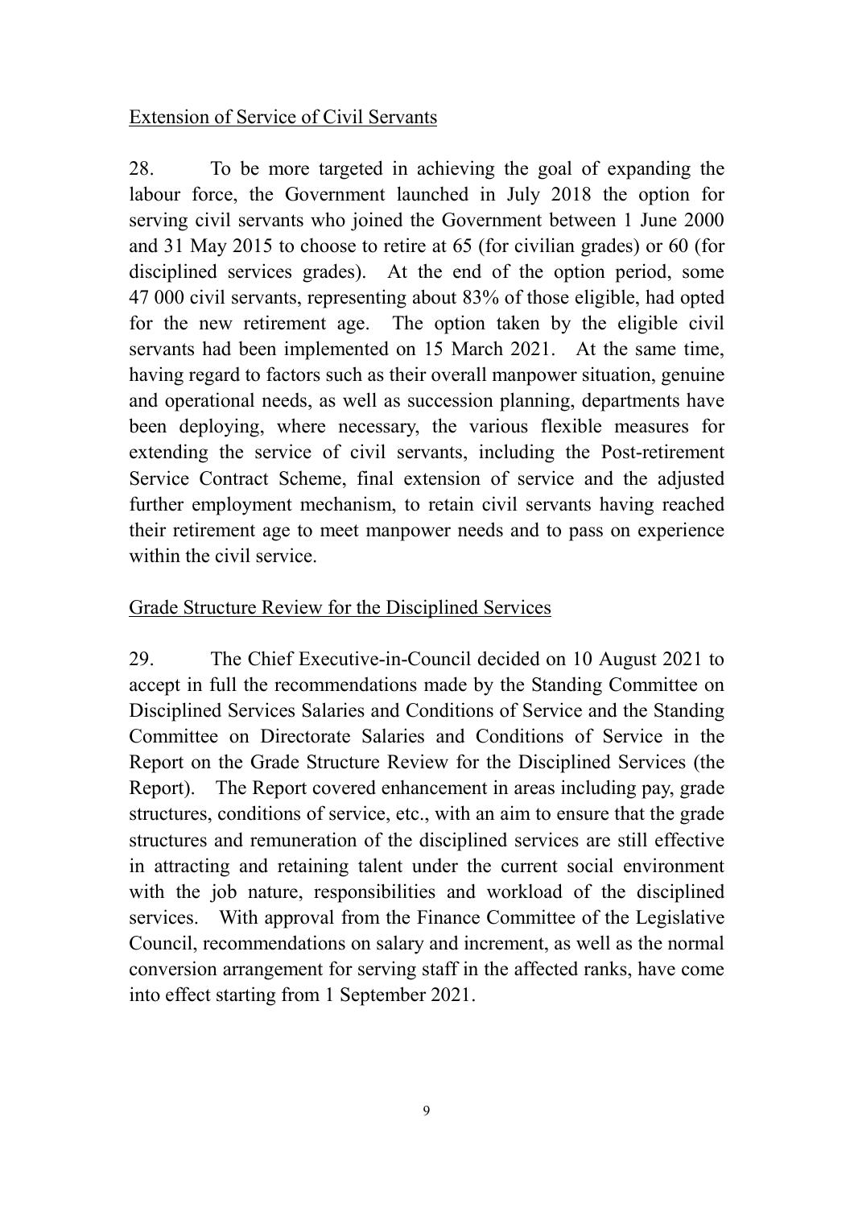<u>Extension of Service of Civil Servants</u>

28. To be more targeted in achieving the goal of expanding the labour force, the Government launched in July 2018 the option for serving civil servants who joined the Government between 1 June 2000 and 31 May 2015 to choose to retire at 65 (for civilian grades) or 60 (for disciplined services grades). At the end of the option period, some 47 000 civil servants, representing about 83% of those eligible, had opted for the new retirement age. The option taken by the eligible civil servants had been implemented on 15 March 2021. At the same time, having regard to factors such as their overall manpower situation, genuine and operational needs, as well as succession planning, departments have been deploying, where necessary, the various flexible measures for extending the service of civil servants, including the Post-retirement Service Contract Scheme, final extension of service and the adjusted further employment mechanism, to retain civil servants having reached their retirement age to meet manpower needs and to pass on experience within the civil service.

<u>Grade Structure Review for the Disciplined Services</u>

29. The Chief Executive-in-Council decided on 10 August 2021 to accept in full the recommendations made by the Standing Committee on Disciplined Services Salaries and Conditions of Service and the Standing Committee on Directorate Salaries and Conditions of Service in the Report on the Grade Structure Review for the Disciplined Services (the Report). The Report covered enhancement in areas including pay, grade structures, conditions of service, etc., with an aim to ensure that the grade structures and remuneration of the disciplined services are still effective in attracting and retaining talent under the current social environment with the job nature, responsibilities and workload of the disciplined services. With approval from the Finance Committee of the Legislative Council, recommendations on salary and increment, as well as the normal conversion arrangement for serving staff in the affected ranks, have come into effect starting from 1 September 2021.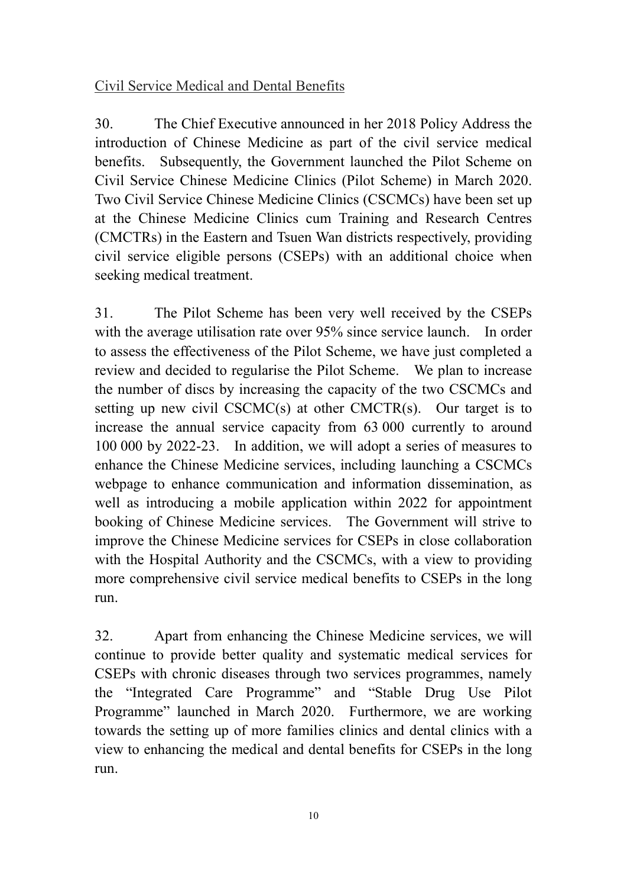Civil Service Medical and Dental Benefits

30. The Chief Executive announced in her 2018 Policy Address the introduction of Chinese Medicine as part of the civil service medical benefits. Subsequently, the Government launched the Pilot Scheme on Civil Service Chinese Medicine Clinics (Pilot Scheme) in March 2020. Two Civil Service Chinese Medicine Clinics (CSCMCs) have been set up at the Chinese Medicine Clinics cum Training and Research Centres (CMCTRs) in the Eastern and Tsuen Wan districts respectively, providing civil service eligible persons (CSEPs) with an additional choice when seeking medical treatment.

31. The Pilot Scheme has been very well received by the CSEPs with the average utilisation rate over 95% since service launch. In order to assess the effectiveness of the Pilot Scheme, we have just completed a review and decided to regularise the Pilot Scheme. We plan to increase the number of discs by increasing the capacity of the two CSCMCs and setting up new civil CSCMC(s) at other CMCTR(s). Our target is to increase the annual service capacity from 63 000 currently to around 100 000 by 2022-23. In addition, we will adopt a series of measures to enhance the Chinese Medicine services, including launching a CSCMCs webpage to enhance communication and information dissemination, as well as introducing a mobile application within 2022 for appointment booking of Chinese Medicine services. The Government will strive to improve the Chinese Medicine services for CSEPs in close collaboration with the Hospital Authority and the CSCMCs, with a view to providing more comprehensive civil service medical benefits to CSEPs in the long run.

32. Apart from enhancing the Chinese Medicine services, we will continue to provide better quality and systematic medical services for CSEPs with chronic diseases through two services programmes, namely the "Integrated Care Programme" and "Stable Drug Use Pilot Programme" launched in March 2020. Furthermore, we are working towards the setting up of more families clinics and dental clinics with a view to enhancing the medical and dental benefits for CSEPs in the long run.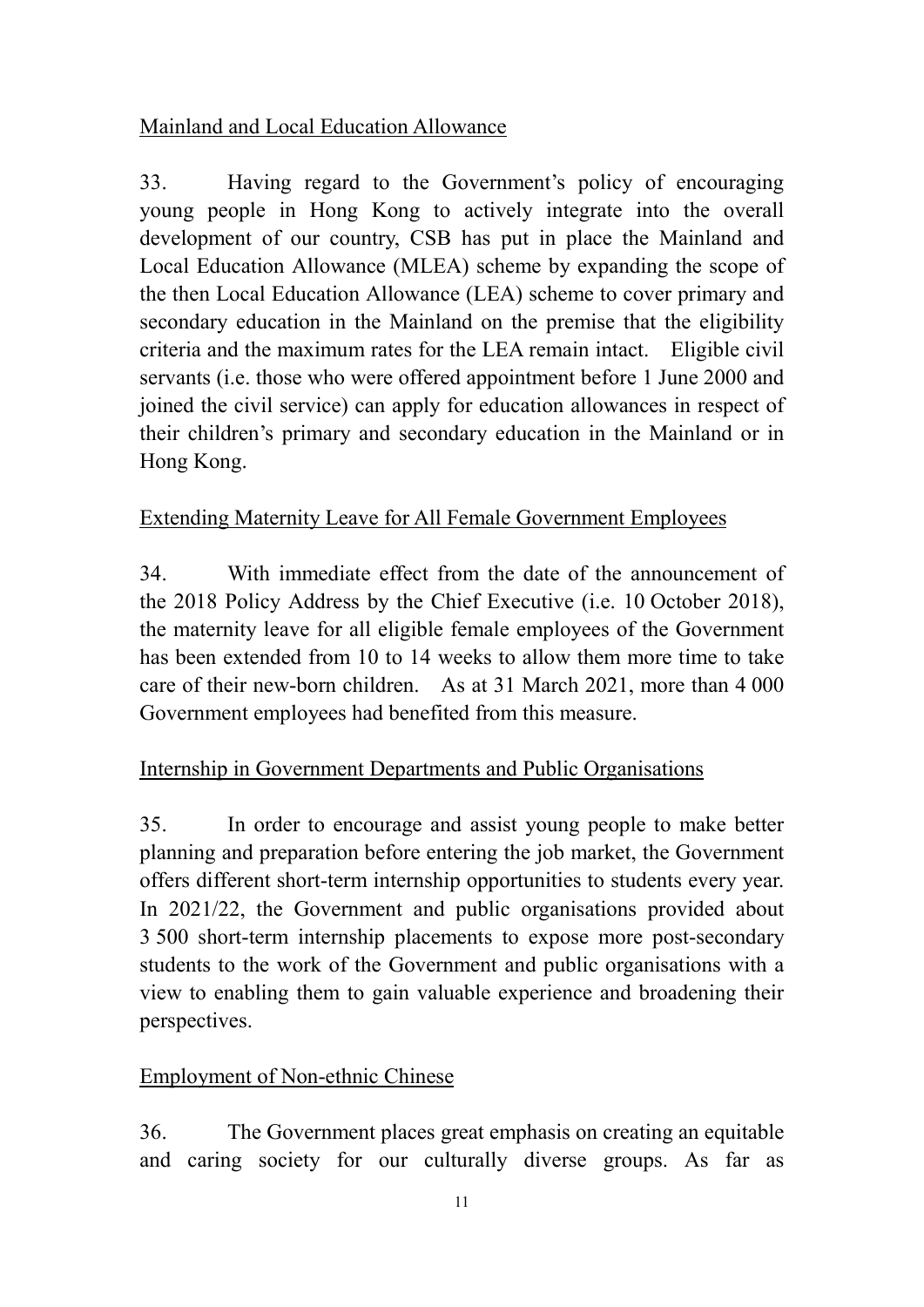Mainland and Local Education Allowance

33. Having regard to the Government's policy of encouraging young people in Hong Kong to actively integrate into the overall development of our country, CSB has put in place the Mainland and Local Education Allowance (MLEA) scheme by expanding the scope of the then Local Education Allowance (LEA) scheme to cover primary and secondary education in the Mainland on the premise that the eligibility criteria and the maximum rates for the LEA remain intact. Eligible civil servants (i.e. those who were offered appointment before 1 June 2000 and joined the civil service) can apply for education allowances in respect of their children's primary and secondary education in the Mainland or in Hong Kong.

Extending Maternity Leave for All Female Government Employees

34. With immediate effect from the date of the announcement of the 2018 Policy Address by the Chief Executive (i.e. 10 October 2018), the maternity leave for all eligible female employees of the Government has been extended from 10 to 14 weeks to allow them more time to take care of their new-born children. As at 31 March 2021, more than 4 000 Government employees had benefited from this measure.

Internship in Government Departments and Public Organisations

35. In order to encourage and assist young people to make better planning and preparation before entering the job market, the Government offers different short-term internship opportunities to students every year. In 2021/22, the Government and public organisations provided about 3 500 short-term internship placements to expose more post-secondary students to the work of the Government and public organisations with a view to enabling them to gain valuable experience and broadening their perspectives.

Employment of Non-ethnic Chinese

36. The Government places great emphasis on creating an equitable and caring society for our culturally diverse groups. As far as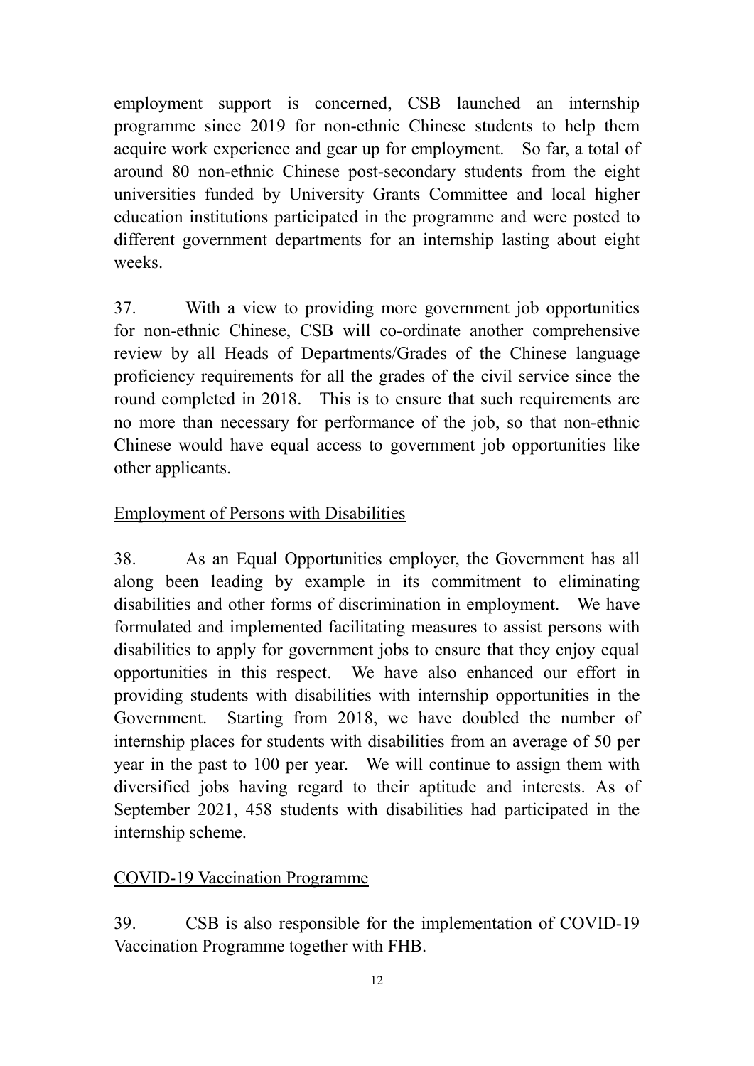employment support is concerned, CSB launched an internship programme since 2019 for non-ethnic Chinese students to help them acquire work experience and gear up for employment. So far, a total of around 80 non-ethnic Chinese post-secondary students from the eight universities funded by University Grants Committee and local higher education institutions participated in the programme and were posted to different government departments for an internship lasting about eight weeks.

37. With a view to providing more government job opportunities for non-ethnic Chinese, CSB will co-ordinate another comprehensive review by all Heads of Departments/Grades of the Chinese language proficiency requirements for all the grades of the civil service since the round completed in 2018. This is to ensure that such requirements are no more than necessary for performance of the job, so that non-ethnic Chinese would have equal access to government job opportunities like other applicants.

<u>Employment of Persons with Disabilities</u>

38. As an Equal Opportunities employer, the Government has all along been leading by example in its commitment to eliminating disabilities and other forms of discrimination in employment. We have formulated and implemented facilitating measures to assist persons with disabilities to apply for government jobs to ensure that they enjoy equal opportunities in this respect. We have also enhanced our effort in providing students with disabilities with internship opportunities in the Government. Starting from 2018, we have doubled the number of internship places for students with disabilities from an average of 50 per year in the past to 100 per year. We will continue to assign them with diversified jobs having regard to their aptitude and interests. As of September 2021, 458 students with disabilities had participated in the internship scheme.

<u>COVID-19 Vaccination Programme</u>

39. CSB is also responsible for the implementation of COVID-19 Vaccination Programme together with FHB.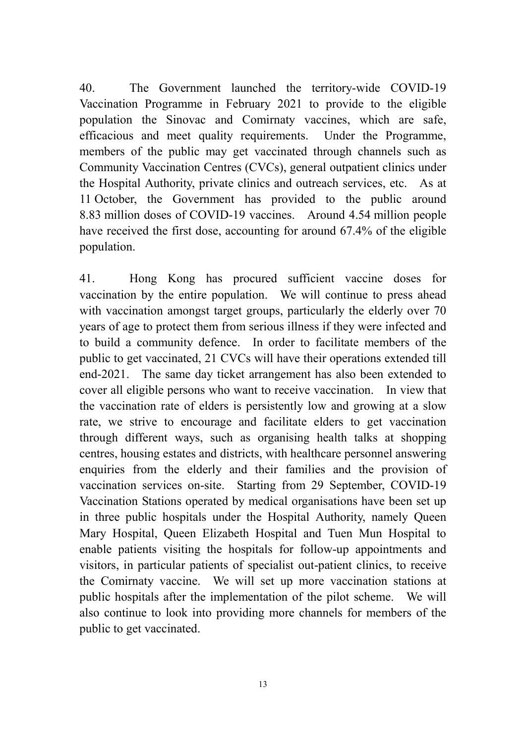40. The Government launched the territory-wide COVID-19 Vaccination Programme in February 2021 to provide to the eligible population the Sinovac and Comirnaty vaccines, which are safe, efficacious and meet quality requirements. Under the Programme, members of the public may get vaccinated through channels such as Community Vaccination Centres (CVCs), general outpatient clinics under the Hospital Authority, private clinics and outreach services, etc. As at 11 October, the Government has provided to the public around 8.83 million doses of COVID-19 vaccines. Around 4.54 million people have received the first dose, accounting for around 67.4% of the eligible population.

41. Hong Kong has procured sufficient vaccine doses for vaccination by the entire population. We will continue to press ahead with vaccination amongst target groups, particularly the elderly over 70 years of age to protect them from serious illness if they were infected and to build a community defence. In order to facilitate members of the public to get vaccinated, 21 CVCs will have their operations extended till end-2021. The same day ticket arrangement has also been extended to cover all eligible persons who want to receive vaccination. In view that the vaccination rate of elders is persistently low and growing at a slow rate, we strive to encourage and facilitate elders to get vaccination through different ways, such as organising health talks at shopping centres, housing estates and districts, with healthcare personnel answering enquiries from the elderly and their families and the provision of vaccination services on-site. Starting from 29 September, COVID-19 Vaccination Stations operated by medical organisations have been set up in three public hospitals under the Hospital Authority, namely Queen Mary Hospital, Queen Elizabeth Hospital and Tuen Mun Hospital to enable patients visiting the hospitals for follow-up appointments and visitors, in particular patients of specialist out-patient clinics, to receive the Comirnaty vaccine. We will set up more vaccination stations at public hospitals after the implementation of the pilot scheme. We will also continue to look into providing more channels for members of the public to get vaccinated.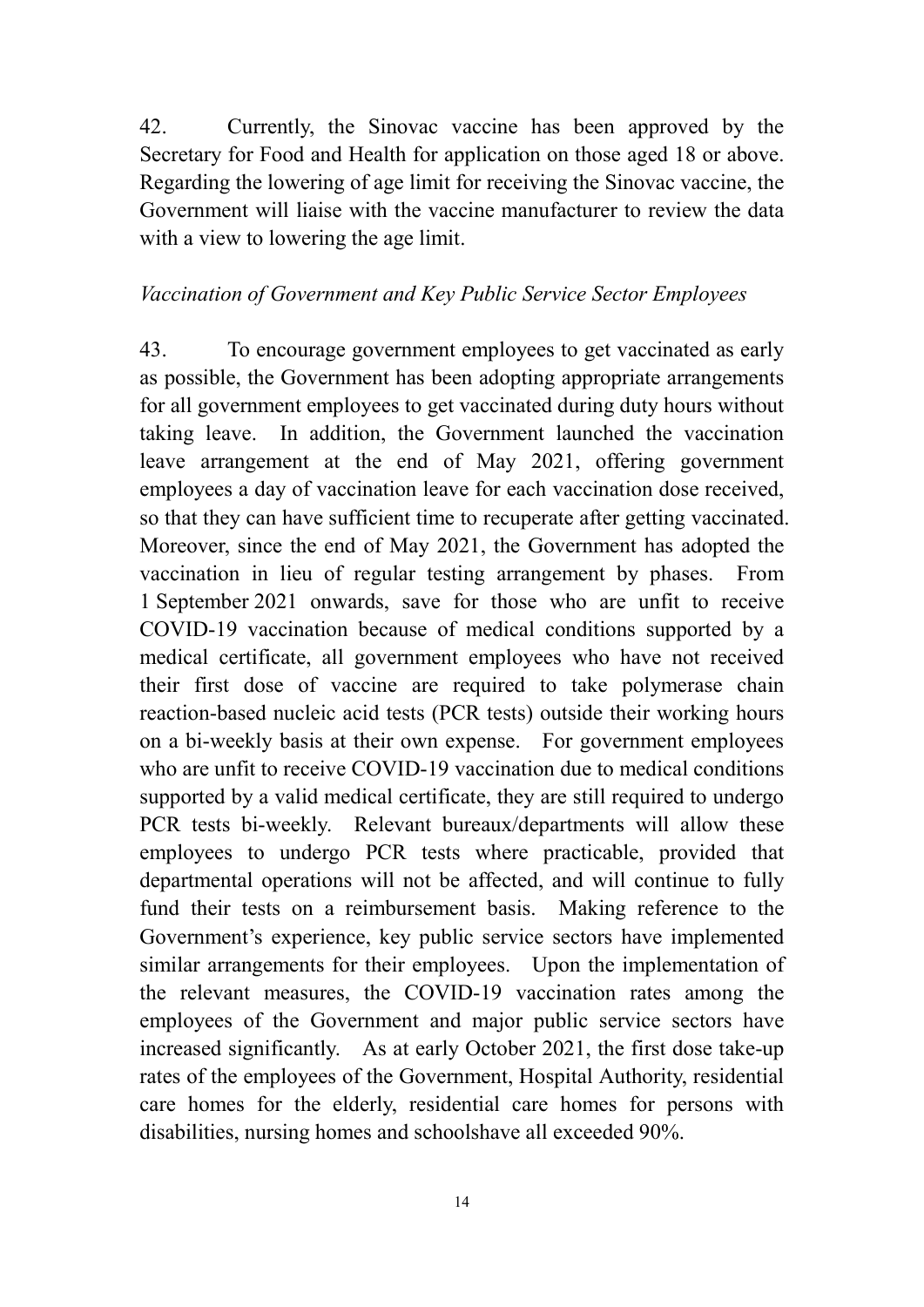42. Currently, the Sinovac vaccine has been approved by the Secretary for Food and Health for application on those aged 18 or above. Regarding the lowering of age limit for receiving the Sinovac vaccine, the Government will liaise with the vaccine manufacturer to review the data with a view to lowering the age limit.

*Vaccination of Government and Key Public Service Sector Employees*

43. To encourage government employees to get vaccinated as early as possible, the Government has been adopting appropriate arrangements for all government employees to get vaccinated during duty hours without taking leave. In addition, the Government launched the vaccination leave arrangement at the end of May 2021, offering government employees a day of vaccination leave for each vaccination dose received, so that they can have sufficient time to recuperate after getting vaccinated. Moreover, since the end of May 2021, the Government has adopted the vaccination in lieu of regular testing arrangement by phases. From 1 September 2021 onwards, save for those who are unfit to receive COVID-19 vaccination because of medical conditions supported by a medical certificate, all government employees who have not received their first dose of vaccine are required to take polymerase chain reaction-based nucleic acid tests (PCR tests) outside their working hours on a bi-weekly basis at their own expense. For government employees who are unfit to receive COVID-19 vaccination due to medical conditions supported by a valid medical certificate, they are still required to undergo PCR tests bi-weekly. Relevant bureaux/departments will allow these employees to undergo PCR tests where practicable, provided that departmental operations will not be affected, and will continue to fully fund their tests on a reimbursement basis. Making reference to the Government's experience, key public service sectors have implemented similar arrangements for their employees. Upon the implementation of the relevant measures, the COVID-19 vaccination rates among the employees of the Government and major public service sectors have increased significantly. As at early October 2021, the first dose take-up rates of the employees of the Government, Hospital Authority, residential care homes for the elderly, residential care homes for persons with disabilities, nursing homes and schoolshave all exceeded 90%.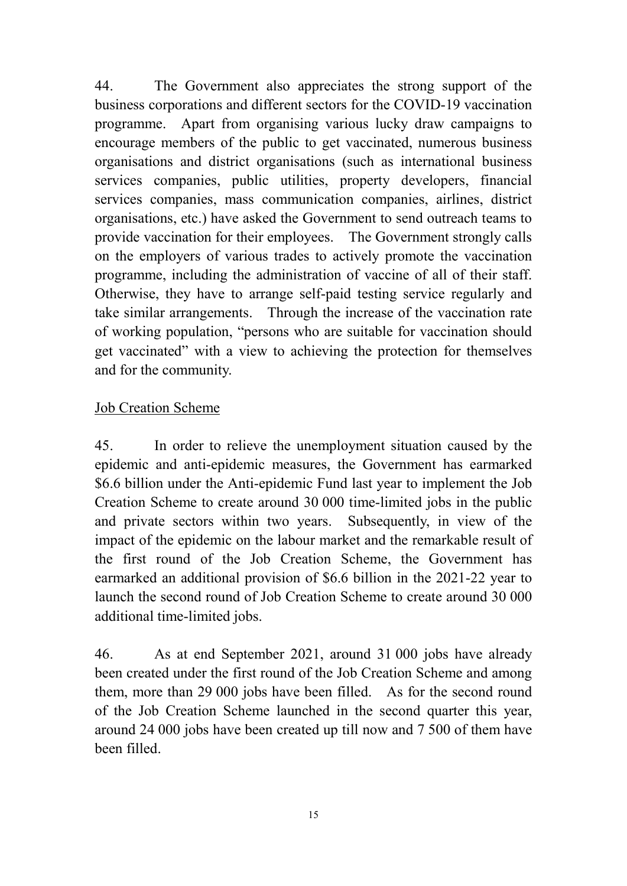44. The Government also appreciates the strong support of the business corporations and different sectors for the COVID-19 vaccination programme. Apart from organising various lucky draw campaigns to encourage members of the public to get vaccinated, numerous business organisations and district organisations (such as international business services companies, public utilities, property developers, financial services companies, mass communication companies, airlines, district organisations, etc.) have asked the Government to send outreach teams to provide vaccination for their employees. The Government strongly calls on the employers of various trades to actively promote the vaccination programme, including the administration of vaccine of all of their staff. Otherwise, they have to arrange self-paid testing service regularly and take similar arrangements. Through the increase of the vaccination rate of working population, "persons who are suitable for vaccination should get vaccinated" with a view to achieving the protection for themselves and for the community.

<u>Job Creation Scheme</u>

45. In order to relieve the unemployment situation caused by the epidemic and anti-epidemic measures, the Government has earmarked $6.6 billion under the Anti-epidemic Fund last year to implement the Job Creation Scheme to create around 30 000 time-limited jobs in the public and private sectors within two years. Subsequently, in view of the impact of the epidemic on the labour market and the remarkable result of the first round of the Job Creation Scheme, the Government has earmarked an additional provision of $6.6 billion in the 2021-22 year to launch the second round of Job Creation Scheme to create around 30 000 additional time-limited jobs.

46. As at end September 2021, around 31 000 jobs have already been created under the first round of the Job Creation Scheme and among them, more than 29 000 jobs have been filled. As for the second round of the Job Creation Scheme launched in the second quarter this year, around 24 000 jobs have been created up till now and 7 500 of them have been filled.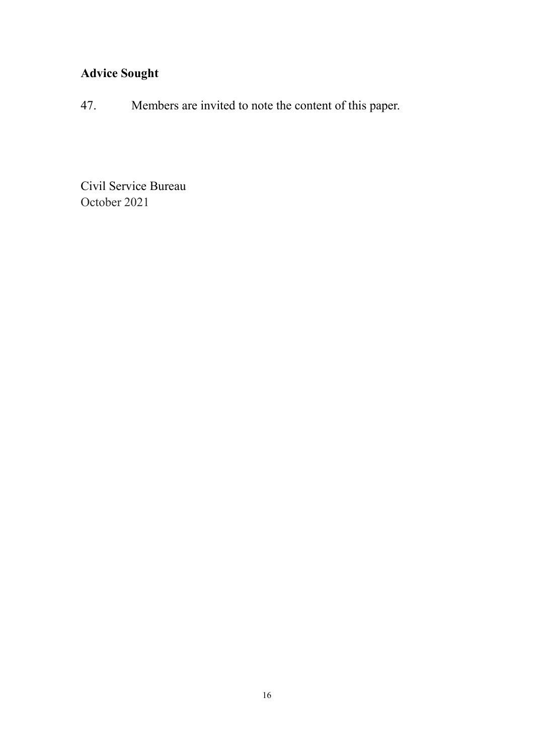**Advice Sought**

47. Members are invited to note the content of this paper.

Civil Service Bureau
October 2021